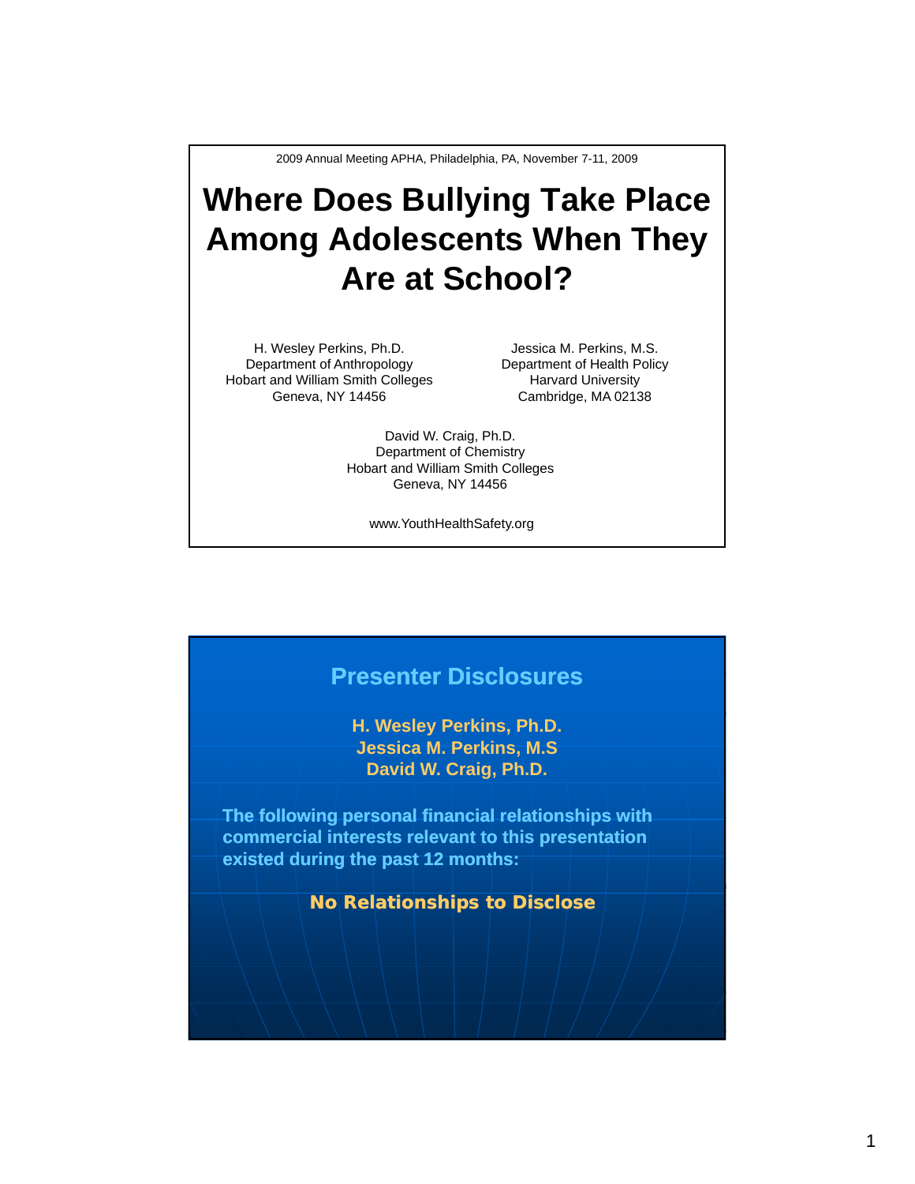2009 Annual Meeting APHA, Philadelphia, PA, November 7-11, 2009

# Where Does Bullying Take Place Among Adolescents When They Are at School?

H. Wesley Perkins, Ph.D.
Department of Anthropology
Hobart and William Smith Colleges
Geneva, NY 14456

Jessica M. Perkins, M.S.
Department of Health Policy
Harvard University
Cambridge, MA 02138

David W. Craig, Ph.D.
Department of Chemistry
Hobart and William Smith Colleges
Geneva, NY 14456

www.YouthHealthSafety.org

## Presenter Disclosures

**H. Wesley Perkins, Ph.D.**
**Jessica M. Perkins, M.S**
**David W. Craig, Ph.D.**

**The following personal financial relationships with commercial interests relevant to this presentation existed during the past 12 months:**

**No Relationships to Disclose**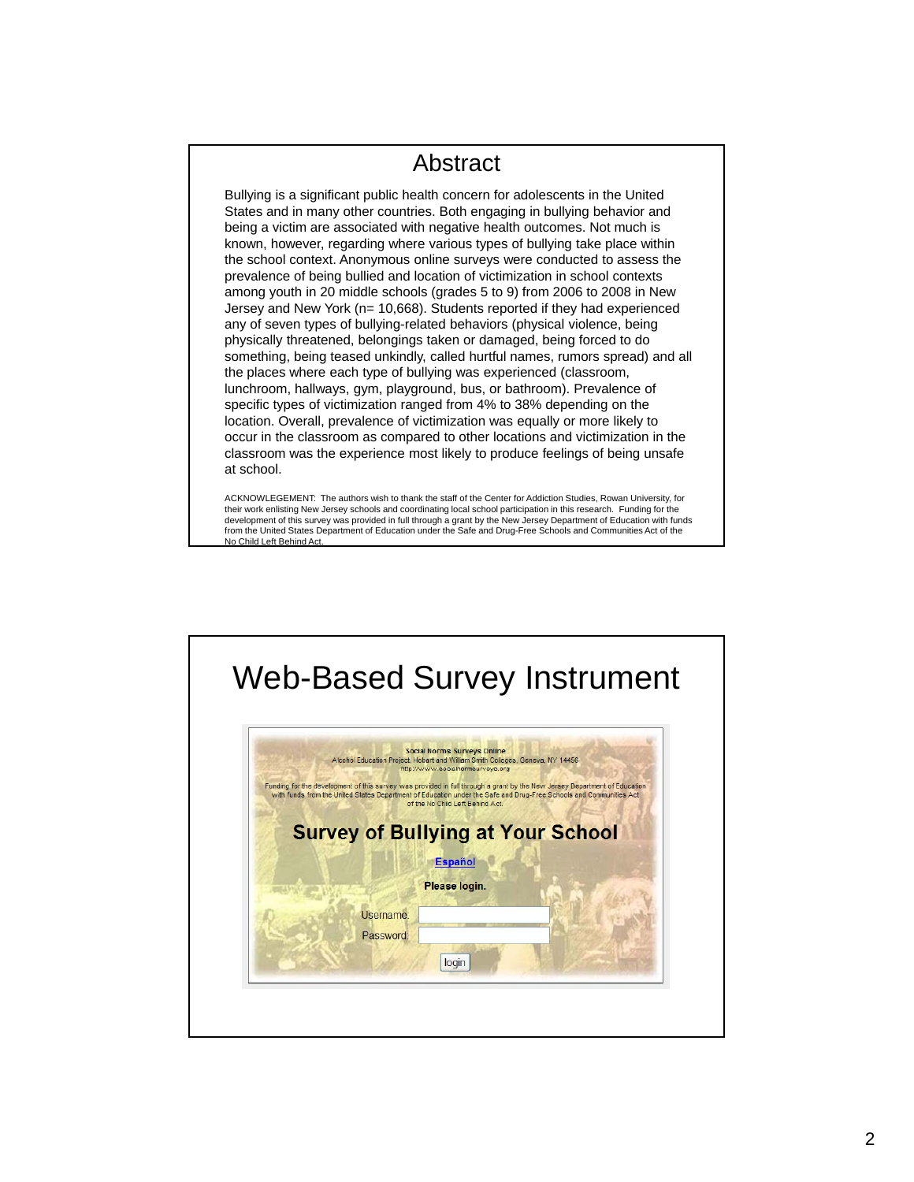# Abstract

Bullying is a significant public health concern for adolescents in the United States and in many other countries. Both engaging in bullying behavior and being a victim are associated with negative health outcomes. Not much is known, however, regarding where various types of bullying take place within the school context. Anonymous online surveys were conducted to assess the prevalence of being bullied and location of victimization in school contexts among youth in 20 middle schools (grades 5 to 9) from 2006 to 2008 in New Jersey and New York (n= 10,668). Students reported if they had experienced any of seven types of bullying-related behaviors (physical violence, being physically threatened, belongings taken or damaged, being forced to do something, being teased unkindly, called hurtful names, rumors spread) and all the places where each type of bullying was experienced (classroom, lunchroom, hallways, gym, playground, bus, or bathroom). Prevalence of specific types of victimization ranged from 4% to 38% depending on the location. Overall, prevalence of victimization was equally or more likely to occur in the classroom as compared to other locations and victimization in the classroom was the experience most likely to produce feelings of being unsafe at school.

ACKNOWLEGEMENT: The authors wish to thank the staff of the Center for Addiction Studies, Rowan University, for their work enlisting New Jersey schools and coordinating local school participation in this research. Funding for the development of this survey was provided in full through a grant by the New Jersey Department of Education with funds from the United States Department of Education under the Safe and Drug-Free Schools and Communities Act of the No Child Left Behind Act.

# Web-Based Survey Instrument

Social Norms Surveys Online
Alcohol Education Project, Hobart and William Smith Colleges, Geneva, NY 14456
http://www.socialnormsurveys.org

Funding for the development of this survey was provided in full through a grant by the New Jersey Department of Education with funds from the United States Department of Education under the Safe and Drug-Free Schools and Communities Act of the No Child Left Behind Act.

**Survey of Bullying at Your School**

Español

**Please login.**

Username:

Password:

login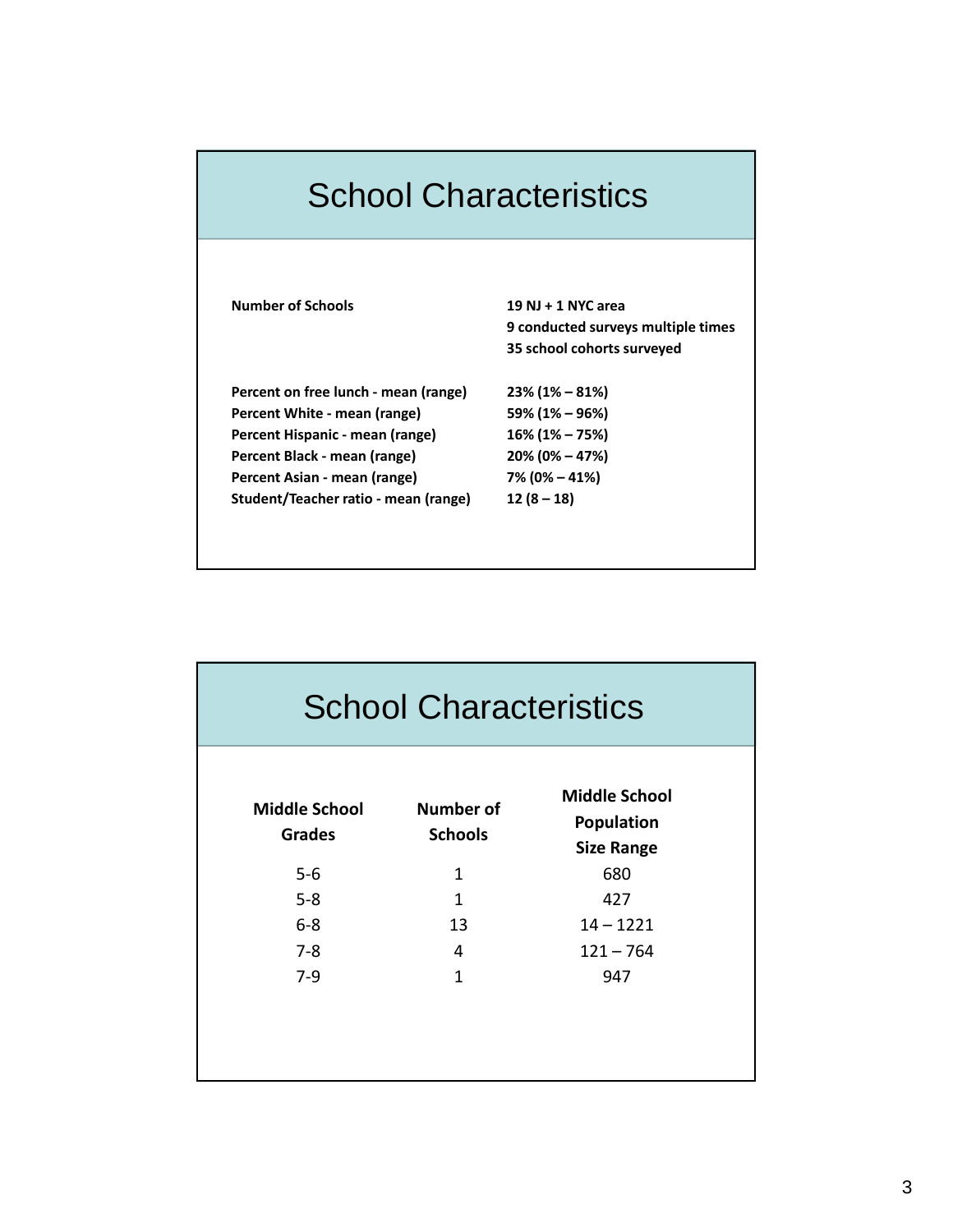## School Characteristics

| | |
|---|---|
| **Number of Schools** | **19 NJ + 1 NYC area**<br>**9 conducted surveys multiple times**<br>**35 school cohorts surveyed** |
| **Percent on free lunch - mean (range)** | **23% (1% – 81%)** |
| **Percent White - mean (range)** | **59% (1% – 96%)** |
| **Percent Hispanic - mean (range)** | **16% (1% – 75%)** |
| **Percent Black - mean (range)** | **20% (0% – 47%)** |
| **Percent Asian - mean (range)** | **7% (0% – 41%)** |
| **Student/Teacher ratio - mean (range)** | **12 (8 – 18)** |

## School Characteristics

| Middle School Grades | Number of Schools | Middle School Population Size Range |
|---|---|---|
| 5-6 | 1 | 680 |
| 5-8 | 1 | 427 |
| 6-8 | 13 | 14 – 1221 |
| 7-8 | 4 | 121 – 764 |
| 7-9 | 1 | 947 |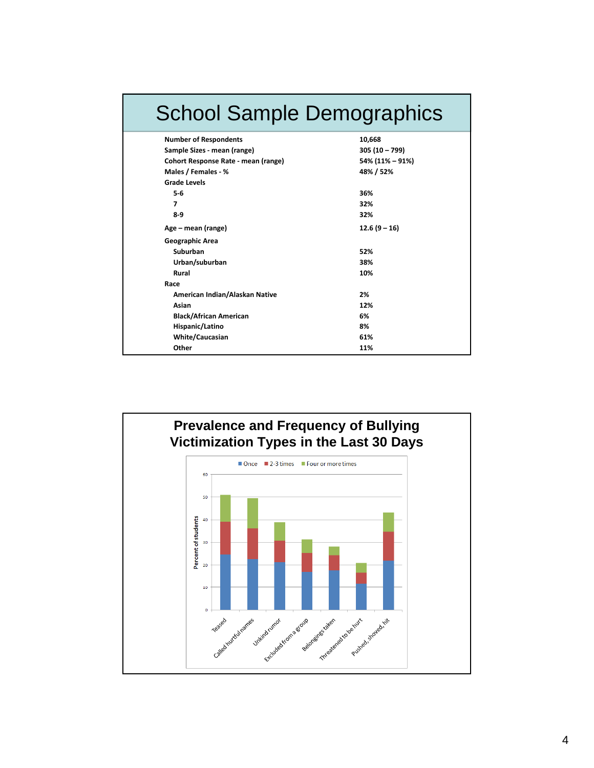# School Sample Demographics

| | |
|---|---|
| **Number of Respondents** | **10,668** |
| **Sample Sizes - mean (range)** | **305 (10 – 799)** |
| **Cohort Response Rate - mean (range)** | **54% (11% – 91%)** |
| **Males / Females - %** | **48% / 52%** |
| **Grade Levels** | |
| **5-6** | **36%** |
| **7** | **32%** |
| **8-9** | **32%** |
| **Age – mean (range)** | **12.6 (9 – 16)** |
| **Geographic Area** | |
| **Suburban** | **52%** |
| **Urban/suburban** | **38%** |
| **Rural** | **10%** |
| **Race** | |
| **American Indian/Alaskan Native** | **2%** |
| **Asian** | **12%** |
| **Black/African American** | **6%** |
| **Hispanic/Latino** | **8%** |
| **White/Caucasian** | **61%** |
| **Other** | **11%** |

# Prevalence and Frequency of Bullying Victimization Types in the Last 30 Days

Legend: Once; 2-3 times; Four or more times

Y-axis: Percent of students (0–60)

X-axis categories: Teased; Called hurtful names; Unkind rumor; Excluded from a group; Belongings taken; Threatened to be hurt; Pushed, shoved, hit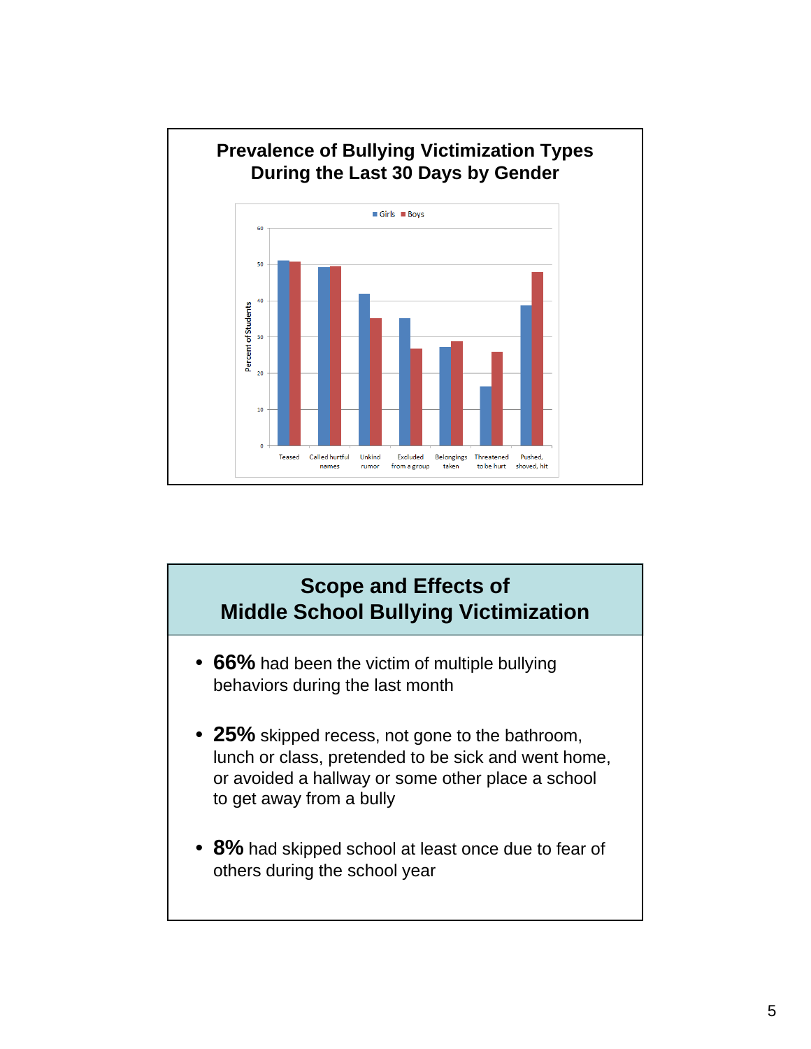## Prevalence of Bullying Victimization Types During the Last 30 Days by Gender

■ Girls ■ Boys

Percent of Students

Teased | Called hurtful names | Unkind rumor | Excluded from a group | Belongings taken | Threatened to be hurt | Pushed, shoved, hit

## Scope and Effects of Middle School Bullying Victimization

- **66%** had been the victim of multiple bullying behaviors during the last month
- **25%** skipped recess, not gone to the bathroom, lunch or class, pretended to be sick and went home, or avoided a hallway or some other place a school to get away from a bully
- **8%** had skipped school at least once due to fear of others during the school year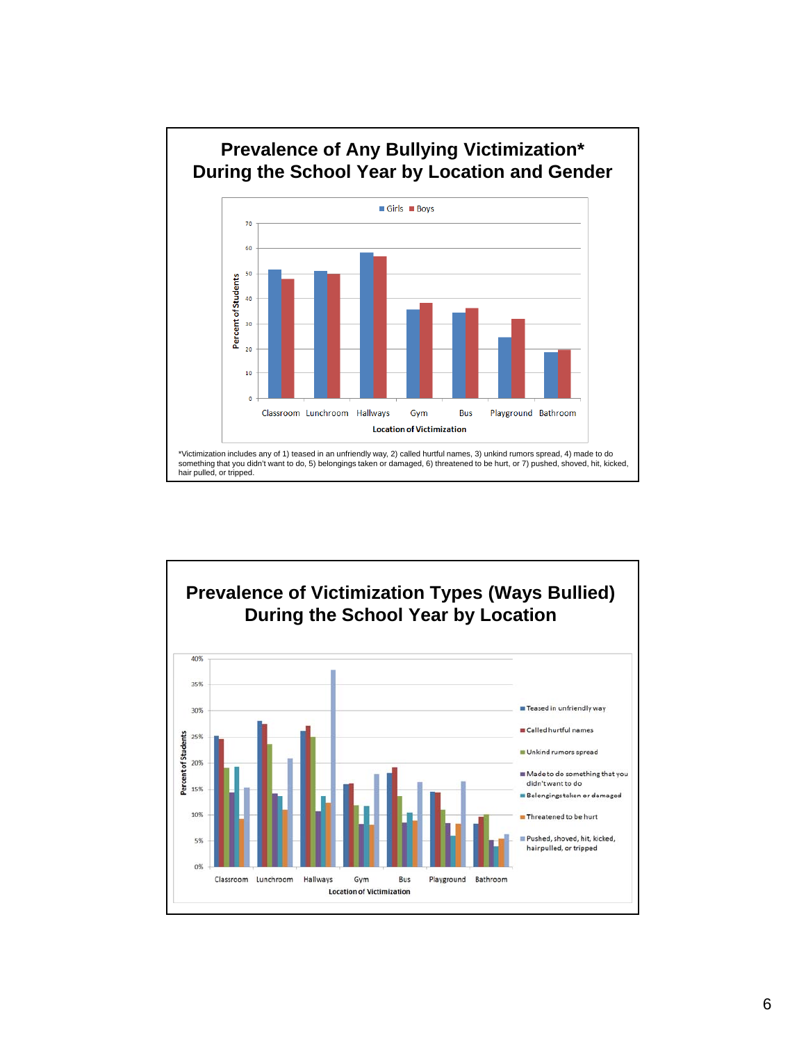## Prevalence of Any Bullying Victimization* During the School Year by Location and Gender

Legend: Girls, Boys

Y-axis: Percent of Students (0–70)

X-axis: Location of Victimization — Classroom, Lunchroom, Hallways, Gym, Bus, Playground, Bathroom

*Victimization includes any of 1) teased in an unfriendly way, 2) called hurtful names, 3) unkind rumors spread, 4) made to do something that you didn't want to do, 5) belongings taken or damaged, 6) threatened to be hurt, or 7) pushed, shoved, hit, kicked, hair pulled, or tripped.

## Prevalence of Victimization Types (Ways Bullied) During the School Year by Location

Legend: Teased in unfriendly way; Called hurtful names; Unkind rumors spread; Made to do something that you didn't want to do; Belongings taken or damaged; Threatened to be hurt; Pushed, shoved, hit, kicked, hair pulled, or tripped

Y-axis: Percent of Students (0%–40%)

X-axis: Location of Victimization — Classroom, Lunchroom, Hallways, Gym, Bus, Playground, Bathroom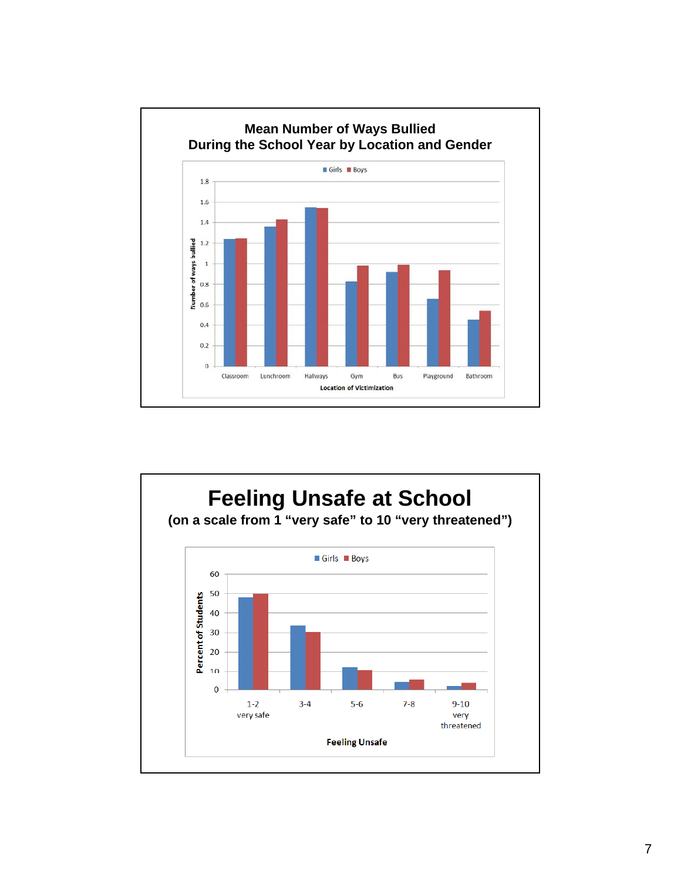## Mean Number of Ways Bullied During the School Year by Location and Gender

## Feeling Unsafe at School

**(on a scale from 1 "very safe" to 10 "very threatened")**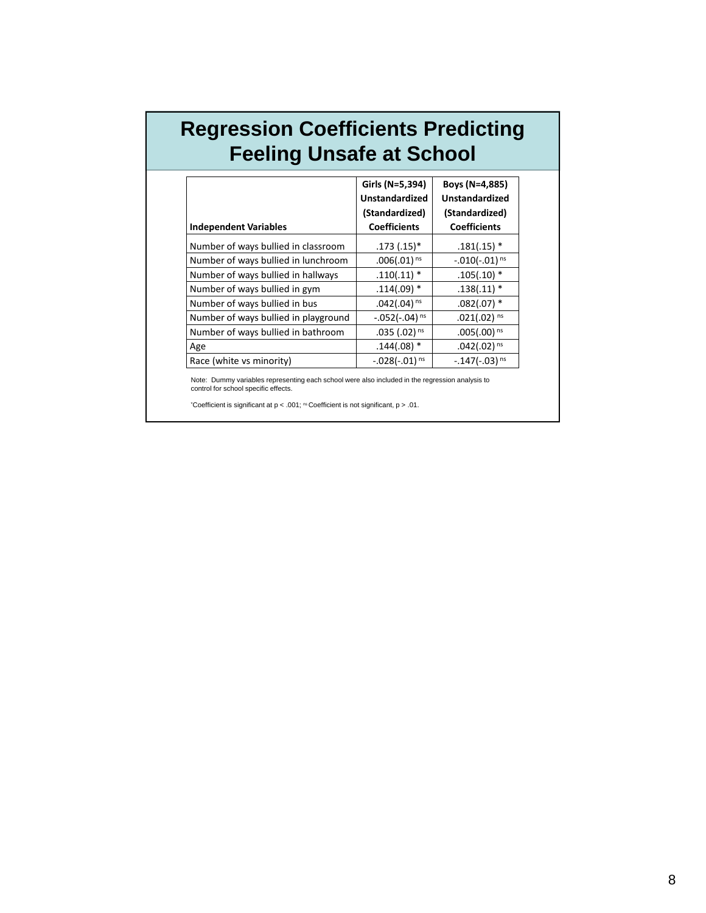# Regression Coefficients Predicting Feeling Unsafe at School

| Independent Variables | Girls (N=5,394) Unstandardized (Standardized) Coefficients | Boys (N=4,885) Unstandardized (Standardized) Coefficients |
|---|---|---|
| Number of ways bullied in classroom | .173 (.15)* | .181(.15) * |
| Number of ways bullied in lunchroom | .006(.01) ns | -.010(-.01) ns |
| Number of ways bullied in hallways | .110(.11) * | .105(.10) * |
| Number of ways bullied in gym | .114(.09) * | .138(.11) * |
| Number of ways bullied in bus | .042(.04) ns | .082(.07) * |
| Number of ways bullied in playground | -.052(-.04) ns | .021(.02) ns |
| Number of ways bullied in bathroom | .035 (.02) ns | .005(.00) ns |
| Age | .144(.08) * | .042(.02) ns |
| Race (white vs minority) | -.028(-.01) ns | -.147(-.03) ns |

Note: Dummy variables representing each school were also included in the regression analysis to control for school specific effects.

*Coefficient is significant at $p < .001$; ns Coefficient is not significant, $p > .01$.